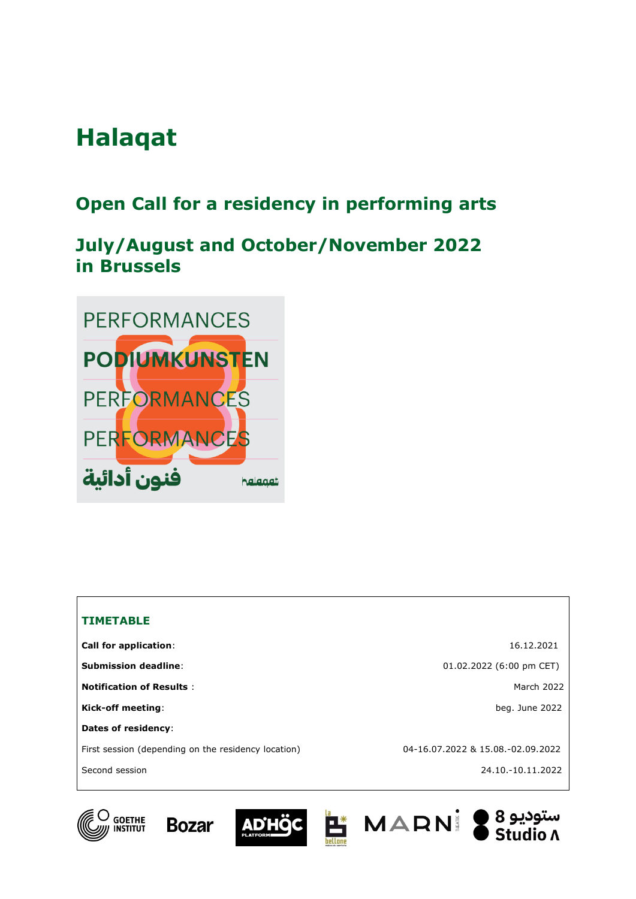# Halaqat

## Open Call for a residency in performing arts

## July/August and October/November 2022 in Brussels

PERFORMANCES
PODIUMKUNSTEN
PERFORMANCES
PERFORMANCES
فنون أدائية
halaqat

| **TIMETABLE** | |
|---|---|
| **Call for application**: | 16.12.2021 |
| **Submission deadline**: | 01.02.2022 (6:00 pm CET) |
| **Notification of Results** : | March 2022 |
| **Kick-off meeting**: | beg. June 2022 |
| **Dates of residency**: | |
| First session (depending on the residency location) | 04-16.07.2022 & 15.08.-02.09.2022 |
| Second session | 24.10.-10.11.2022 |

GOETHE INSTITUT · Bozar · AD'HOC PLATFORM · La bellone · MARNI THEATRE · ستوديو 8 Studio 8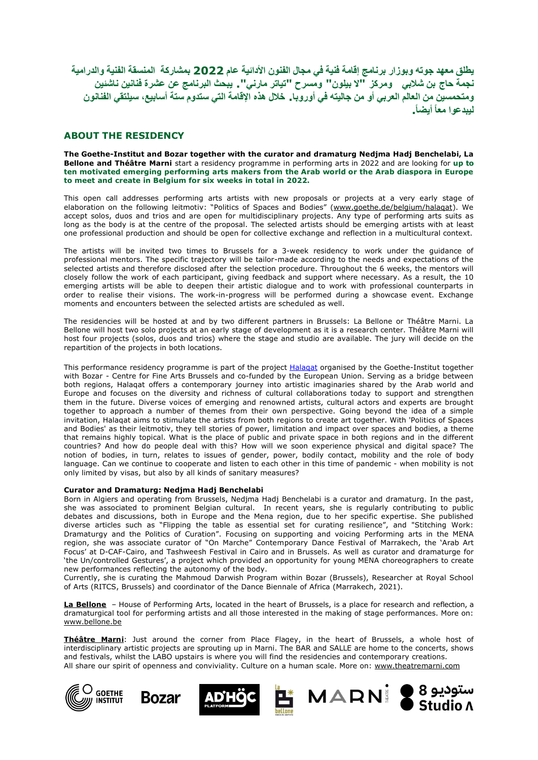**يطلق معهد جوته وبوزار برنامج إقامة فنية في مجال الفنون الأدائية عام 2022 بمشاركة المنسقة الفنية والدرامية نجمة حاج بن شلابي ومركز "لا بيلون" ومسرح "تياتر مارني". يبحث البرنامج عن عشرة فنانين ناشئين ومتحمسين من العالم العربي أو من جاليته في أوروبا. خلال هذه الإقامة التي ستدوم ستة أسابيع، سيلتقي الفنانون ليبدعوا معاً أيضاً.**

## ABOUT THE RESIDENCY

**The Goethe-Institut and Bozar together with the curator and dramaturg Nedjma Hadj Benchelabi, La Bellone and Théâtre Marni** start a residency programme in performing arts in 2022 and are looking for **up to ten motivated emerging performing arts makers from the Arab world or the Arab diaspora in Europe to meet and create in Belgium for six weeks in total in 2022.**

This open call addresses performing arts artists with new proposals or projects at a very early stage of elaboration on the following leitmotiv: "Politics of Spaces and Bodies" (www.goethe.de/belgium/halaqat). We accept solos, duos and trios and are open for multidisciplinary projects. Any type of performing arts suits as long as the body is at the centre of the proposal. The selected artists should be emerging artists with at least one professional production and should be open for collective exchange and reflection in a multicultural context.

The artists will be invited two times to Brussels for a 3-week residency to work under the guidance of professional mentors. The specific trajectory will be tailor-made according to the needs and expectations of the selected artists and therefore disclosed after the selection procedure. Throughout the 6 weeks, the mentors will closely follow the work of each participant, giving feedback and support where necessary. As a result, the 10 emerging artists will be able to deepen their artistic dialogue and to work with professional counterparts in order to realise their visions. The work-in-progress will be performed during a showcase event. Exchange moments and encounters between the selected artists are scheduled as well.

The residencies will be hosted at and by two different partners in Brussels: La Bellone or Théâtre Marni. La Bellone will host two solo projects at an early stage of development as it is a research center. Théâtre Marni will host four projects (solos, duos and trios) where the stage and studio are available. The jury will decide on the repartition of the projects in both locations.

This performance residency programme is part of the project Halaqat organised by the Goethe-Institut together with Bozar - Centre for Fine Arts Brussels and co-funded by the European Union. Serving as a bridge between both regions, Halaqat offers a contemporary journey into artistic imaginaries shared by the Arab world and Europe and focuses on the diversity and richness of cultural collaborations today to support and strengthen them in the future. Diverse voices of emerging and renowned artists, cultural actors and experts are brought together to approach a number of themes from their own perspective. Going beyond the idea of a simple invitation, Halaqat aims to stimulate the artists from both regions to create art together. With 'Politics of Spaces and Bodies' as their leitmotiv, they tell stories of power, limitation and impact over spaces and bodies, a theme that remains highly topical. What is the place of public and private space in both regions and in the different countries? And how do people deal with this? How will we soon experience physical and digital space? The notion of bodies, in turn, relates to issues of gender, power, bodily contact, mobility and the role of body language. Can we continue to cooperate and listen to each other in this time of pandemic - when mobility is not only limited by visas, but also by all kinds of sanitary measures?

**Curator and Dramaturg: Nedjma Hadj Benchelabi**

Born in Algiers and operating from Brussels, Nedjma Hadj Benchelabi is a curator and dramaturg. In the past, she was associated to prominent Belgian cultural. In recent years, she is regularly contributing to public debates and discussions, both in Europe and the Mena region, due to her specific expertise. She published diverse articles such as "Flipping the table as essential set for curating resilience", and "Stitching Work: Dramaturgy and the Politics of Curation". Focusing on supporting and voicing Performing arts in the MENA region, she was associate curator of "On Marche" Contemporary Dance Festival of Marrakech, the 'Arab Art Focus' at D-CAF-Cairo, and Tashweesh Festival in Cairo and in Brussels. As well as curator and dramaturge for 'the Un/controlled Gestures', a project which provided an opportunity for young MENA choreographers to create new performances reflecting the autonomy of the body.

Currently, she is curating the Mahmoud Darwish Program within Bozar (Brussels), Researcher at Royal School of Arts (RITCS, Brussels) and coordinator of the Dance Biennale of Africa (Marrakech, 2021).

**La Bellone** – House of Performing Arts, located in the heart of Brussels, is a place for research and reflection, a dramaturgical tool for performing artists and all those interested in the making of stage performances. More on: www.bellone.be

**Théâtre Marni**: Just around the corner from Place Flagey, in the heart of Brussels, a whole host of interdisciplinary artistic projects are sprouting up in Marni. The BAR and SALLE are home to the concerts, shows and festivals, whilst the LABO upstairs is where you will find the residencies and contemporary creations. All share our spirit of openness and conviviality. Culture on a human scale. More on: www.theatremarni.com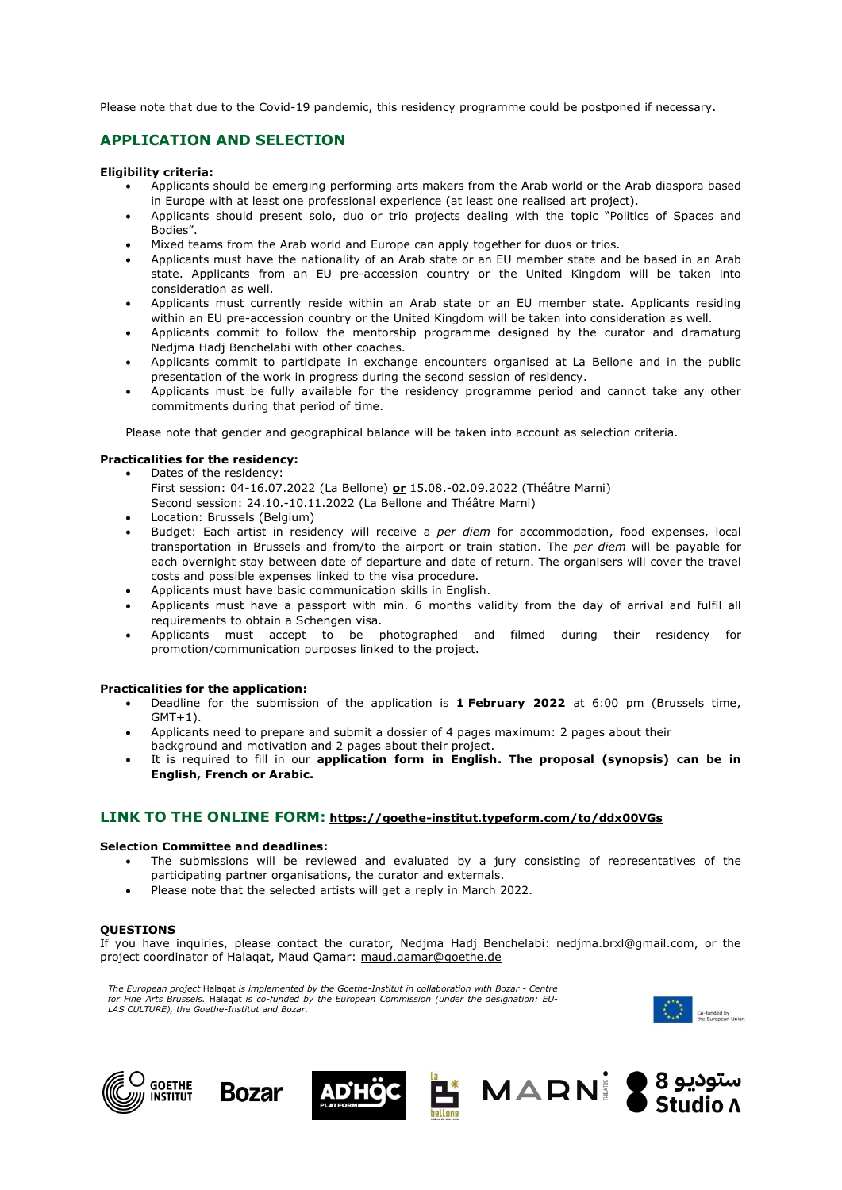Please note that due to the Covid-19 pandemic, this residency programme could be postponed if necessary.

## APPLICATION AND SELECTION

**Eligibility criteria:**

- Applicants should be emerging performing arts makers from the Arab world or the Arab diaspora based in Europe with at least one professional experience (at least one realised art project).
- Applicants should present solo, duo or trio projects dealing with the topic "Politics of Spaces and Bodies".
- Mixed teams from the Arab world and Europe can apply together for duos or trios.
- Applicants must have the nationality of an Arab state or an EU member state and be based in an Arab state. Applicants from an EU pre-accession country or the United Kingdom will be taken into consideration as well.
- Applicants must currently reside within an Arab state or an EU member state. Applicants residing within an EU pre-accession country or the United Kingdom will be taken into consideration as well.
- Applicants commit to follow the mentorship programme designed by the curator and dramaturg Nedjma Hadj Benchelabi with other coaches.
- Applicants commit to participate in exchange encounters organised at La Bellone and in the public presentation of the work in progress during the second session of residency.
- Applicants must be fully available for the residency programme period and cannot take any other commitments during that period of time.

Please note that gender and geographical balance will be taken into account as selection criteria.

**Practicalities for the residency:**

- Dates of the residency:
  First session: 04-16.07.2022 (La Bellone) **or** 15.08.-02.09.2022 (Théâtre Marni)
  Second session: 24.10.-10.11.2022 (La Bellone and Théâtre Marni)
- Location: Brussels (Belgium)
- Budget: Each artist in residency will receive a *per diem* for accommodation, food expenses, local transportation in Brussels and from/to the airport or train station. The *per diem* will be payable for each overnight stay between date of departure and date of return. The organisers will cover the travel costs and possible expenses linked to the visa procedure.
- Applicants must have basic communication skills in English.
- Applicants must have a passport with min. 6 months validity from the day of arrival and fulfil all requirements to obtain a Schengen visa.
- Applicants must accept to be photographed and filmed during their residency for promotion/communication purposes linked to the project.

**Practicalities for the application:**

- Deadline for the submission of the application is **1 February 2022** at 6:00 pm (Brussels time, GMT+1).
- Applicants need to prepare and submit a dossier of 4 pages maximum: 2 pages about their background and motivation and 2 pages about their project.
- It is required to fill in our **application form in English. The proposal (synopsis) can be in English, French or Arabic.**

## LINK TO THE ONLINE FORM: https://goethe-institut.typeform.com/to/ddx00VGs

**Selection Committee and deadlines:**

- The submissions will be reviewed and evaluated by a jury consisting of representatives of the participating partner organisations, the curator and externals.
- Please note that the selected artists will get a reply in March 2022.

**QUESTIONS**

If you have inquiries, please contact the curator, Nedjma Hadj Benchelabi: nedjma.brxl@gmail.com, or the project coordinator of Halaqat, Maud Qamar: maud.qamar@goethe.de

*The European project* Halaqat *is implemented by the Goethe-Institut in collaboration with Bozar - Centre for Fine Arts Brussels.* Halaqat *is co-funded by the European Commission (under the designation: EU-LAS CULTURE), the Goethe-Institut and Bozar.*

Co-funded by the European Union

GOETHE INSTITUT | Bozar | AD'HOC PLATFORM | La Bellone | MARNI THEATRE | ستوديو 8 Studio 8